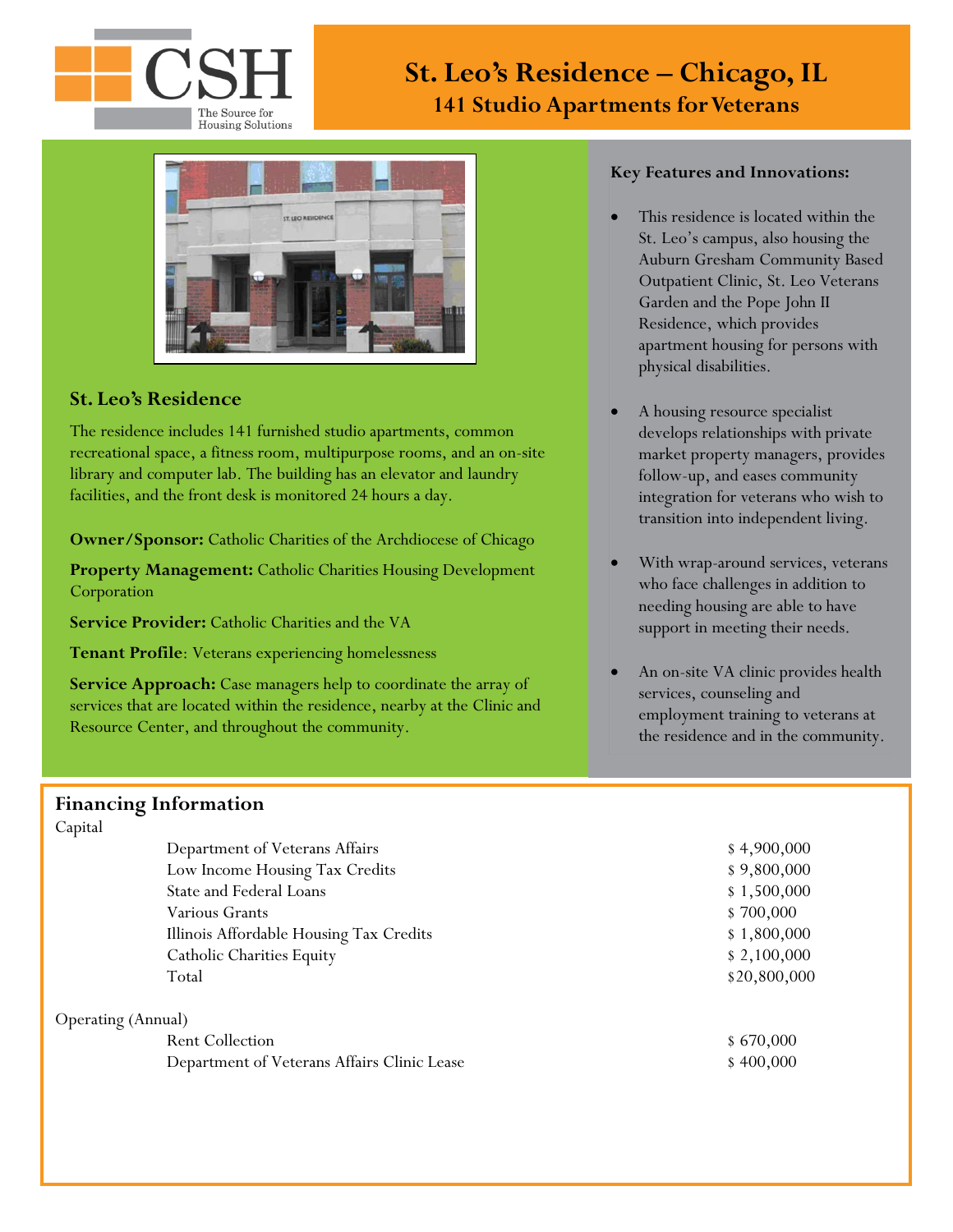# St. Leo's Residence – Chicago, IL

## 141 Studio Apartments for Veterans

### St. Leo's Residence

The residence includes 141 furnished studio apartments, common recreational space, a fitness room, multipurpose rooms, and an on-site library and computer lab. The building has an elevator and laundry facilities, and the front desk is monitored 24 hours a day.

**Owner/Sponsor:** Catholic Charities of the Archdiocese of Chicago

**Property Management:** Catholic Charities Housing Development Corporation

**Service Provider:** Catholic Charities and the VA

**Tenant Profile**: Veterans experiencing homelessness

**Service Approach:** Case managers help to coordinate the array of services that are located within the residence, nearby at the Clinic and Resource Center, and throughout the community.

**Key Features and Innovations:**

- This residence is located within the St. Leo's campus, also housing the Auburn Gresham Community Based Outpatient Clinic, St. Leo Veterans Garden and the Pope John II Residence, which provides apartment housing for persons with physical disabilities.
- A housing resource specialist develops relationships with private market property managers, provides follow-up, and eases community integration for veterans who wish to transition into independent living.
- With wrap-around services, veterans who face challenges in addition to needing housing are able to have support in meeting their needs.
- An on-site VA clinic provides health services, counseling and employment training to veterans at the residence and in the community.

### Financing Information

Capital

| | |
|---|---|
| Department of Veterans Affairs | $ 4,900,000 |
| Low Income Housing Tax Credits | $ 9,800,000 |
| State and Federal Loans | $ 1,500,000 |
| Various Grants | $ 700,000 |
| Illinois Affordable Housing Tax Credits | $ 1,800,000 |
| Catholic Charities Equity | $ 2,100,000 |
| Total | $20,800,000 |

Operating (Annual)

| | |
|---|---|
| Rent Collection | $ 670,000 |
| Department of Veterans Affairs Clinic Lease | $ 400,000 |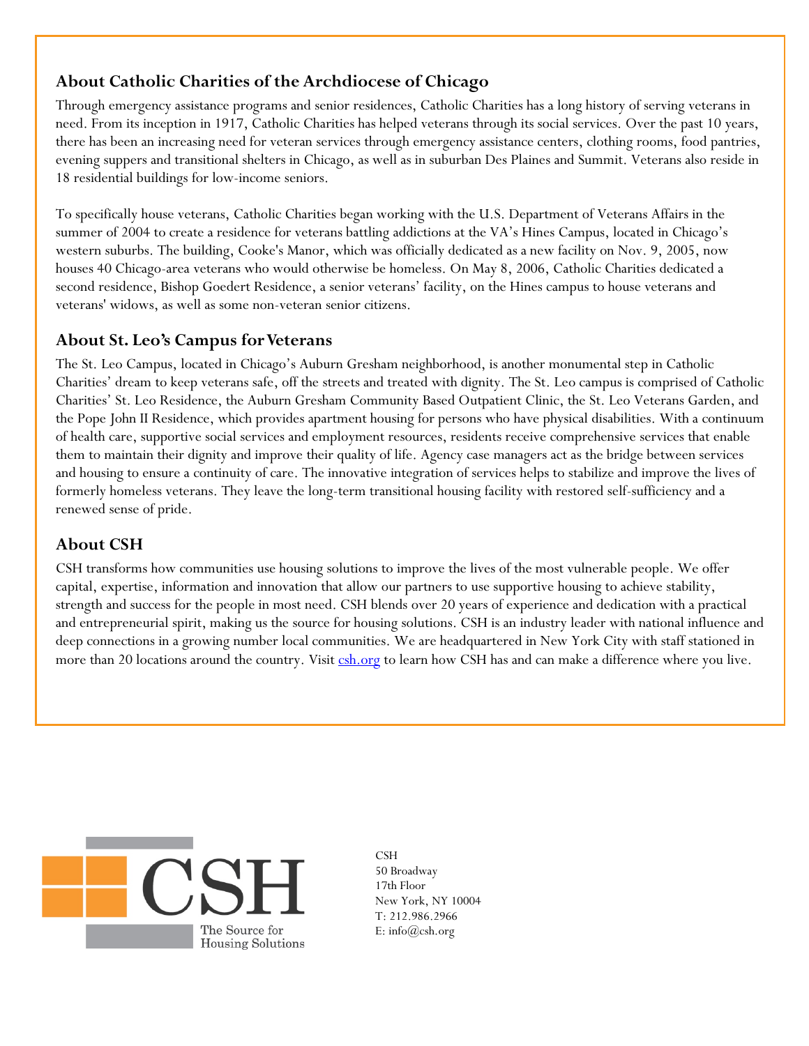## About Catholic Charities of the Archdiocese of Chicago

Through emergency assistance programs and senior residences, Catholic Charities has a long history of serving veterans in need. From its inception in 1917, Catholic Charities has helped veterans through its social services. Over the past 10 years, there has been an increasing need for veteran services through emergency assistance centers, clothing rooms, food pantries, evening suppers and transitional shelters in Chicago, as well as in suburban Des Plaines and Summit. Veterans also reside in 18 residential buildings for low-income seniors.

To specifically house veterans, Catholic Charities began working with the U.S. Department of Veterans Affairs in the summer of 2004 to create a residence for veterans battling addictions at the VA's Hines Campus, located in Chicago's western suburbs. The building, Cooke's Manor, which was officially dedicated as a new facility on Nov. 9, 2005, now houses 40 Chicago-area veterans who would otherwise be homeless. On May 8, 2006, Catholic Charities dedicated a second residence, Bishop Goedert Residence, a senior veterans' facility, on the Hines campus to house veterans and veterans' widows, as well as some non-veteran senior citizens.

## About St. Leo's Campus for Veterans

The St. Leo Campus, located in Chicago's Auburn Gresham neighborhood, is another monumental step in Catholic Charities' dream to keep veterans safe, off the streets and treated with dignity. The St. Leo campus is comprised of Catholic Charities' St. Leo Residence, the Auburn Gresham Community Based Outpatient Clinic, the St. Leo Veterans Garden, and the Pope John II Residence, which provides apartment housing for persons who have physical disabilities. With a continuum of health care, supportive social services and employment resources, residents receive comprehensive services that enable them to maintain their dignity and improve their quality of life. Agency case managers act as the bridge between services and housing to ensure a continuity of care. The innovative integration of services helps to stabilize and improve the lives of formerly homeless veterans. They leave the long-term transitional housing facility with restored self-sufficiency and a renewed sense of pride.

## About CSH

CSH transforms how communities use housing solutions to improve the lives of the most vulnerable people. We offer capital, expertise, information and innovation that allow our partners to use supportive housing to achieve stability, strength and success for the people in most need. CSH blends over 20 years of experience and dedication with a practical and entrepreneurial spirit, making us the source for housing solutions. CSH is an industry leader with national influence and deep connections in a growing number local communities. We are headquartered in New York City with staff stationed in more than 20 locations around the country. Visit [csh.org](http://csh.org) to learn how CSH has and can make a difference where you live.

CSH
The Source for Housing Solutions

CSH
50 Broadway
17th Floor
New York, NY 10004
T: 212.986.2966
E: info@csh.org